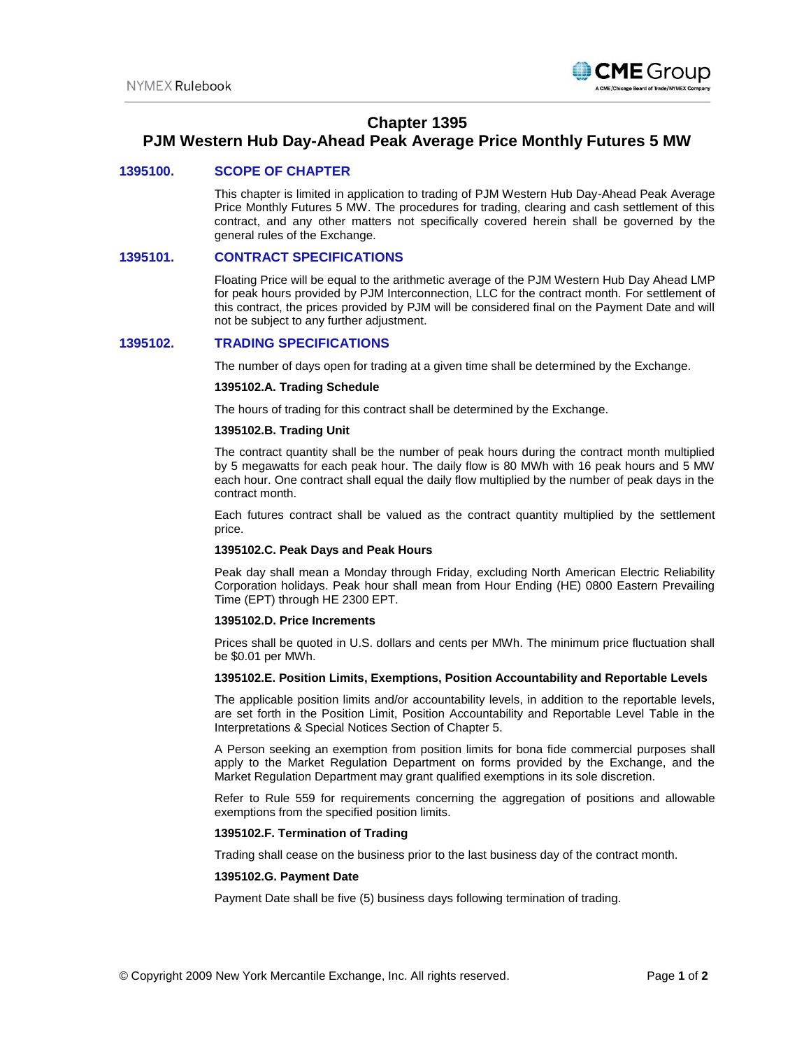# Chapter 1395
# PJM Western Hub Day-Ahead Peak Average Price Monthly Futures 5 MW

## 1395100. SCOPE OF CHAPTER

This chapter is limited in application to trading of PJM Western Hub Day-Ahead Peak Average Price Monthly Futures 5 MW. The procedures for trading, clearing and cash settlement of this contract, and any other matters not specifically covered herein shall be governed by the general rules of the Exchange.

## 1395101. CONTRACT SPECIFICATIONS

Floating Price will be equal to the arithmetic average of the PJM Western Hub Day Ahead LMP for peak hours provided by PJM Interconnection, LLC for the contract month. For settlement of this contract, the prices provided by PJM will be considered final on the Payment Date and will not be subject to any further adjustment.

## 1395102. TRADING SPECIFICATIONS

The number of days open for trading at a given time shall be determined by the Exchange.

**1395102.A. Trading Schedule**

The hours of trading for this contract shall be determined by the Exchange.

**1395102.B. Trading Unit**

The contract quantity shall be the number of peak hours during the contract month multiplied by 5 megawatts for each peak hour. The daily flow is 80 MWh with 16 peak hours and 5 MW each hour. One contract shall equal the daily flow multiplied by the number of peak days in the contract month.

Each futures contract shall be valued as the contract quantity multiplied by the settlement price.

**1395102.C. Peak Days and Peak Hours**

Peak day shall mean a Monday through Friday, excluding North American Electric Reliability Corporation holidays. Peak hour shall mean from Hour Ending (HE) 0800 Eastern Prevailing Time (EPT) through HE 2300 EPT.

**1395102.D. Price Increments**

Prices shall be quoted in U.S. dollars and cents per MWh. The minimum price fluctuation shall be $0.01 per MWh.

**1395102.E. Position Limits, Exemptions, Position Accountability and Reportable Levels**

The applicable position limits and/or accountability levels, in addition to the reportable levels, are set forth in the Position Limit, Position Accountability and Reportable Level Table in the Interpretations & Special Notices Section of Chapter 5.

A Person seeking an exemption from position limits for bona fide commercial purposes shall apply to the Market Regulation Department on forms provided by the Exchange, and the Market Regulation Department may grant qualified exemptions in its sole discretion.

Refer to Rule 559 for requirements concerning the aggregation of positions and allowable exemptions from the specified position limits.

**1395102.F. Termination of Trading**

Trading shall cease on the business prior to the last business day of the contract month.

**1395102.G. Payment Date**

Payment Date shall be five (5) business days following termination of trading.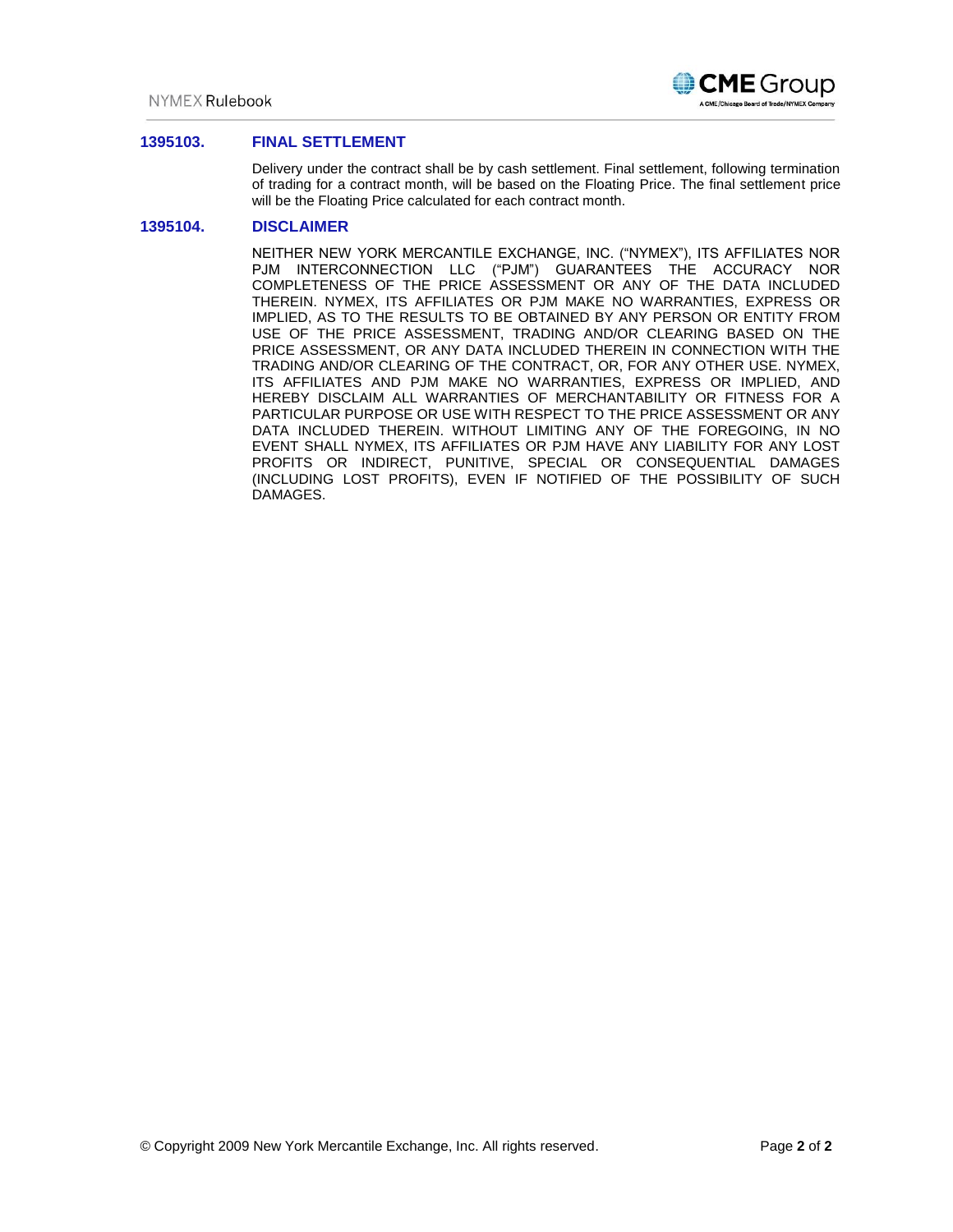## 1395103. FINAL SETTLEMENT

Delivery under the contract shall be by cash settlement. Final settlement, following termination of trading for a contract month, will be based on the Floating Price. The final settlement price will be the Floating Price calculated for each contract month.

## 1395104. DISCLAIMER

NEITHER NEW YORK MERCANTILE EXCHANGE, INC. ("NYMEX"), ITS AFFILIATES NOR PJM INTERCONNECTION LLC ("PJM") GUARANTEES THE ACCURACY NOR COMPLETENESS OF THE PRICE ASSESSMENT OR ANY OF THE DATA INCLUDED THEREIN. NYMEX, ITS AFFILIATES OR PJM MAKE NO WARRANTIES, EXPRESS OR IMPLIED, AS TO THE RESULTS TO BE OBTAINED BY ANY PERSON OR ENTITY FROM USE OF THE PRICE ASSESSMENT, TRADING AND/OR CLEARING BASED ON THE PRICE ASSESSMENT, OR ANY DATA INCLUDED THEREIN IN CONNECTION WITH THE TRADING AND/OR CLEARING OF THE CONTRACT, OR, FOR ANY OTHER USE. NYMEX, ITS AFFILIATES AND PJM MAKE NO WARRANTIES, EXPRESS OR IMPLIED, AND HEREBY DISCLAIM ALL WARRANTIES OF MERCHANTABILITY OR FITNESS FOR A PARTICULAR PURPOSE OR USE WITH RESPECT TO THE PRICE ASSESSMENT OR ANY DATA INCLUDED THEREIN. WITHOUT LIMITING ANY OF THE FOREGOING, IN NO EVENT SHALL NYMEX, ITS AFFILIATES OR PJM HAVE ANY LIABILITY FOR ANY LOST PROFITS OR INDIRECT, PUNITIVE, SPECIAL OR CONSEQUENTIAL DAMAGES (INCLUDING LOST PROFITS), EVEN IF NOTIFIED OF THE POSSIBILITY OF SUCH DAMAGES.

© Copyright 2009 New York Mercantile Exchange, Inc. All rights reserved.